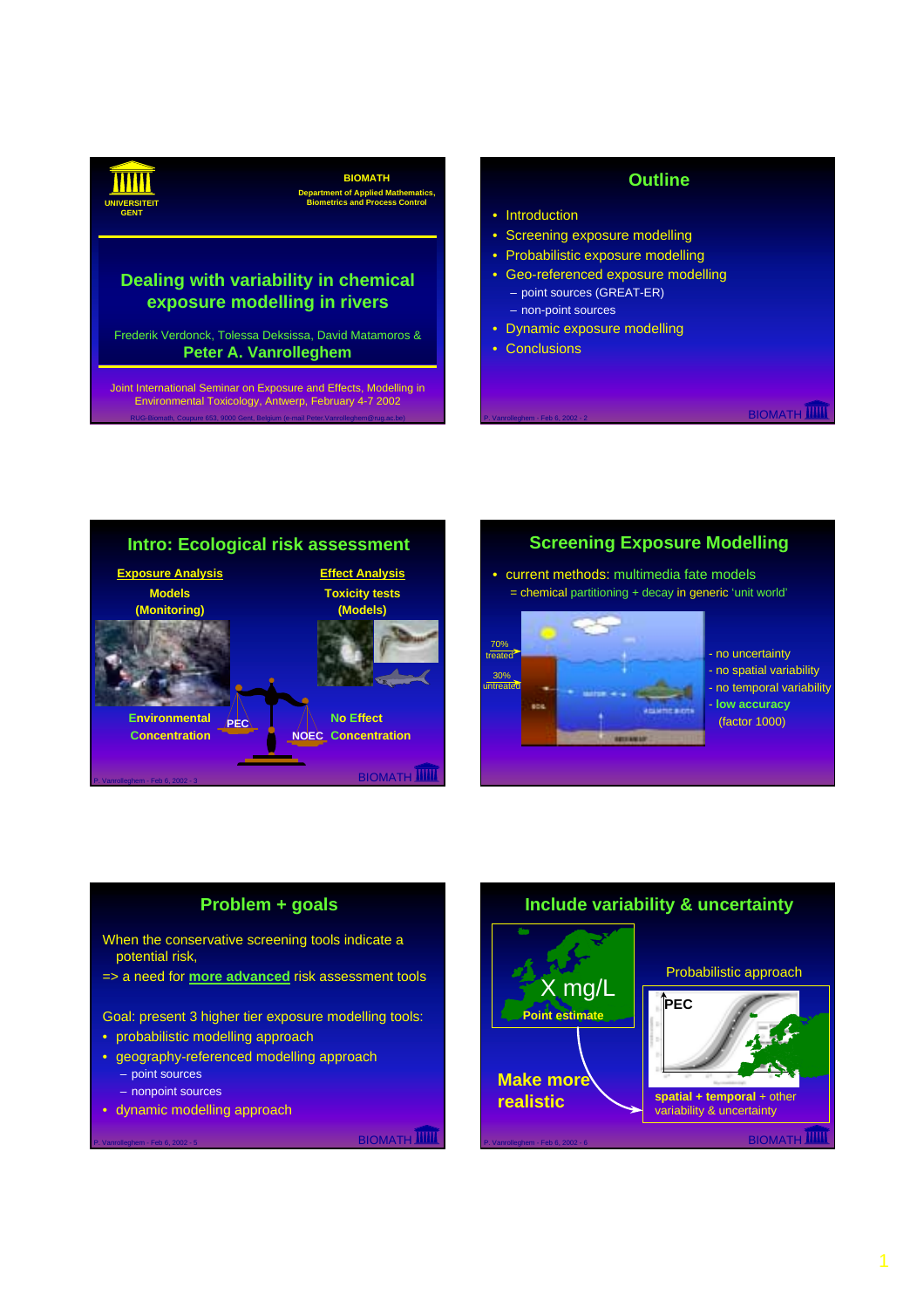UNIVERSITEIT GENT

**BIOMATH**

Department of Applied Mathematics, Biometrics and Process Control

# Dealing with variability in chemical exposure modelling in rivers

Frederik Verdonck, Tolessa Deksissa, David Matamoros &

**Peter A. Vanrolleghem**

Joint International Seminar on Exposure and Effects, Modelling in Environmental Toxicology, Antwerp, February 4-7 2002

RUG-Biomath, Coupure 653, 9000 Gent, Belgium (e-mail Peter.Vanrolleghem@rug.ac.be)

## Outline

- Introduction
- Screening exposure modelling
- Probabilistic exposure modelling
- Geo-referenced exposure modelling
  - point sources (GREAT-ER)
  - non-point sources
- Dynamic exposure modelling
- Conclusions

## Intro: Ecological risk assessment

**Exposure Analysis**

**Models**

**(Monitoring)**

**Effect Analysis**

**Toxicity tests**

**(Models)**

**Environmental Concentration** — PEC

NOEC — **No Effect Concentration**

## Screening Exposure Modelling

- current methods: multimedia fate models
  = chemical partitioning + decay in generic 'unit world'

70% treated

30% untreated

- no uncertainty
- no spatial variability
- no temporal variability
- **low accuracy** (factor 1000)

## Problem + goals

When the conservative screening tools indicate a potential risk,

=> a need for **more advanced** risk assessment tools

Goal: present 3 higher tier exposure modelling tools:

- probabilistic modelling approach
- geography-referenced modelling approach
  - point sources
  - nonpoint sources
- dynamic modelling approach

## Include variability & uncertainty

X mg/L

**Point estimate**

**Make more realistic**

Probabilistic approach

PEC

**spatial + temporal** + other variability & uncertainty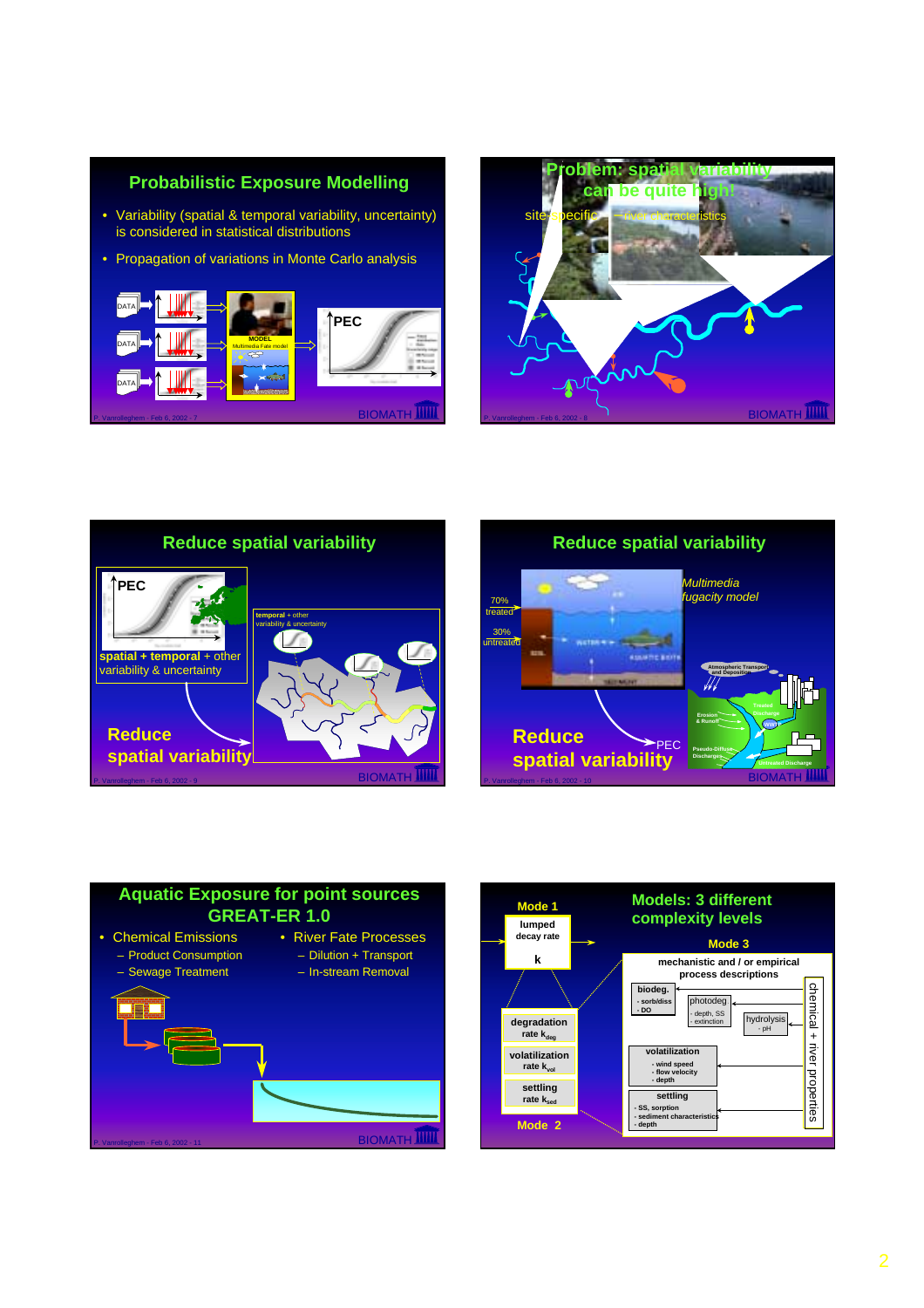## Probabilistic Exposure Modelling

- Variability (spatial & temporal variability, uncertainty) is considered in statistical distributions
- Propagation of variations in Monte Carlo analysis

DATA → MODEL (Multimedia Fate model) → PEC

## Problem: spatial variability can be quite high!

site-specific — river characteristics

## Reduce spatial variability

PEC

**spatial** + **temporal** + other variability & uncertainty

**temporal** + other variability & uncertainty

Reduce spatial variability

## Reduce spatial variability

70% treated

30% untreated

*Multimedia fugacity model*

Reduce spatial variability → PEC

## Aquatic Exposure for point sources GREAT-ER 1.0

- Chemical Emissions
  - Product Consumption
  - Sewage Treatment
- River Fate Processes
  - Dilution + Transport
  - In-stream Removal

## Models: 3 different complexity levels

**Mode 1**

lumped decay rate

k

**Mode 2**

- degradation rate $k_{deg}$
- volatilization rate $k_{vol}$
- settling rate $k_{sed}$

**Mode 3**

mechanistic and / or empirical process descriptions

- biodeg.
  - sorb/diss
  - DO
- photodeg
  - depth, SS
  - extinction
- hydrolysis
  - pH
- volatilization
  - wind speed
  - flow velocity
  - depth
- settling
  - SS, sorption
  - sediment characteristics
  - depth

chemical + river properties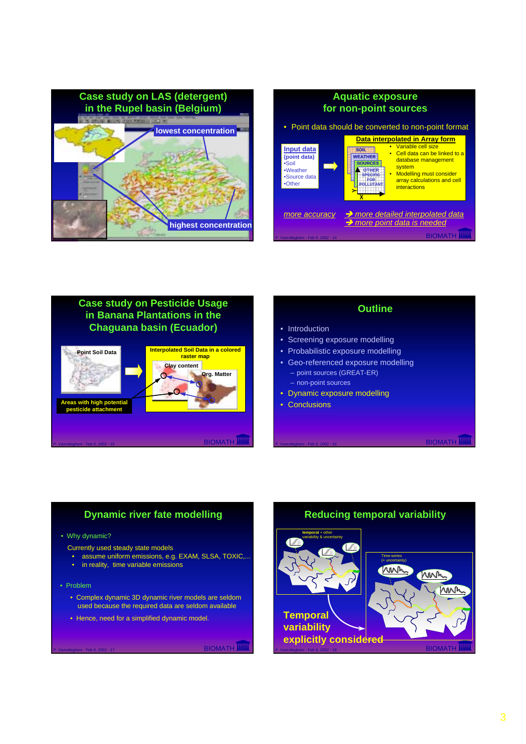## Case study on LAS (detergent) in the Rupel basin (Belgium)

lowest concentration

highest concentration

## Aquatic exposure for non-point sources

- Point data should be converted to non-point format

**Input data** (point data)
- •Soil
- •Weather
- •Source data
- •Other

**Data interpolated in Array form**

SOIL, WEATHER, SOURCES, OTHER SPECIFIC FOR POLLUTANT

- Variable cell size
- Cell data can be linked to a database management system
- Modelling must consider array calculations and cell interactions

*more accuracy* → *more detailed interpolated data* → *more point data is needed*

## Case study on Pesticide Usage in Banana Plantations in the Chaguana basin (Ecuador)

Point Soil Data

Interpolated Soil Data in a colored raster map

Clay content

Org. Matter

Areas with high potential pesticide attachment

## Outline

- Introduction
- Screening exposure modelling
- Probabilistic exposure modelling
- Geo-referenced exposure modelling
  - point sources (GREAT-ER)
  - non-point sources
- Dynamic exposure modelling
- Conclusions

## Dynamic river fate modelling

- Why dynamic?

  Currently used steady state models
  - assume uniform emissions, e.g. EXAM, SLSA, TOXIC,...
  - in reality, time variable emissions

- Problem
  - Complex dynamic 3D dynamic river models are seldom used because the required data are seldom available
  - Hence, need for a simplified dynamic model.

## Reducing temporal variability

**temporal** + other variability & uncertainty

Time-series (+ uncertainty)

**Temporal variability explicitly considered**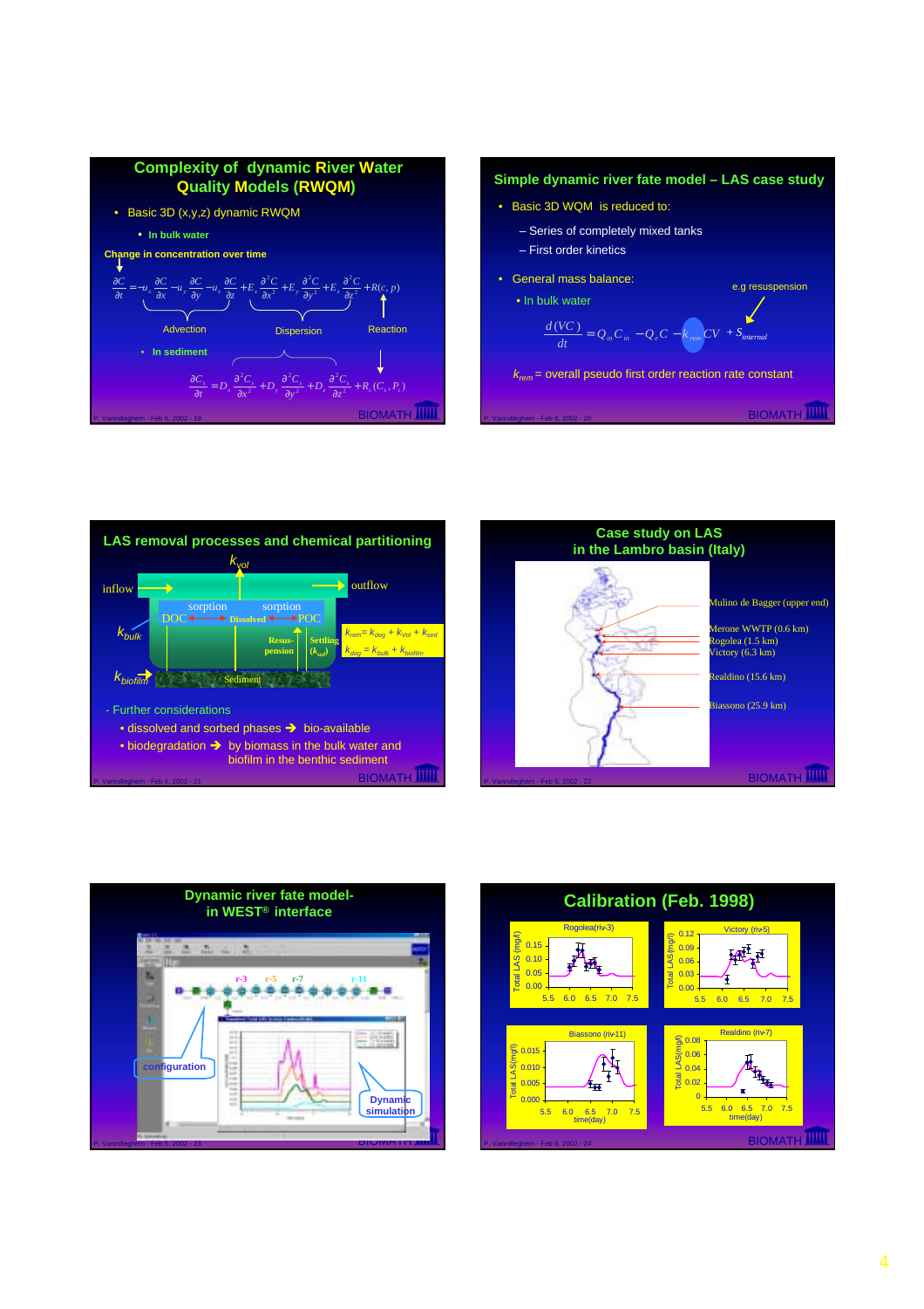## Complexity of dynamic River Water Quality Models (RWQM)

- Basic 3D (x,y,z) dynamic RWQM
  - **In bulk water**

**Change in concentration over time**

$$\frac{\partial C}{\partial t} = -u_x\frac{\partial C}{\partial x} - u_y\frac{\partial C}{\partial y} - u_z\frac{\partial C}{\partial z} + E_x\frac{\partial^2 C}{\partial x^2} + E_y\frac{\partial^2 C}{\partial y^2} + E_z\frac{\partial^2 C}{\partial z^2} + R(c,p)$$

Advection — Dispersion — Reaction

- **In sediment**

$$\frac{\partial C_s}{\partial t} = D_x\frac{\partial^2 C_s}{\partial x^2} + D_y\frac{\partial^2 C_s}{\partial y^2} + D_z\frac{\partial^2 C_s}{\partial z^2} + R_s(C_s, P_s)$$

## Simple dynamic river fate model – LAS case study

- Basic 3D WQM is reduced to:
  - Series of completely mixed tanks
  - First order kinetics
- General mass balance:
  - In bulk water

e.g resuspension

$$\frac{d(VC)}{dt} = Q_{in}C_{in} - Q_e C - k_{rem}CV + S_{internal}$$

$k_{rem}$ = overall pseudo first order reaction rate constant

## LAS removal processes and chemical partitioning

$k_{vol}$, inflow, outflow, sorption, sorption, DOC, Dissolved, POC, $k_{bulk}$, Resus-pension, Settling ($k_{sed}$), $k_{biofilm}$, Sediment

$k_{rem} = k_{deg} + k_{Vol} + k_{sed}$

$k_{deg} = k_{bulk} + k_{biofilm}$

- Further considerations
  - dissolved and sorbed phases ➔ bio-available
  - biodegradation ➔ by biomass in the bulk water and biofilm in the benthic sediment

## Case study on LAS in the Lambro basin (Italy)

- Mulino de Bagger (upper end)
- Merone WWTP (0.6 km)
- Rogolea (1.5 km)
- Victory (6.3 km)
- Realdino (15.6 km)
- Biassono (25.9 km)

## Dynamic river fate model- in WEST® interface

configuration — Dynamic simulation

## Calibration (Feb. 1998)

Panels: Rogolea(riv-3), Victory (riv-5), Biassono (riv-11), Realdino (riv-7); y-axis: Total LAS (mg/l); x-axis: time(day)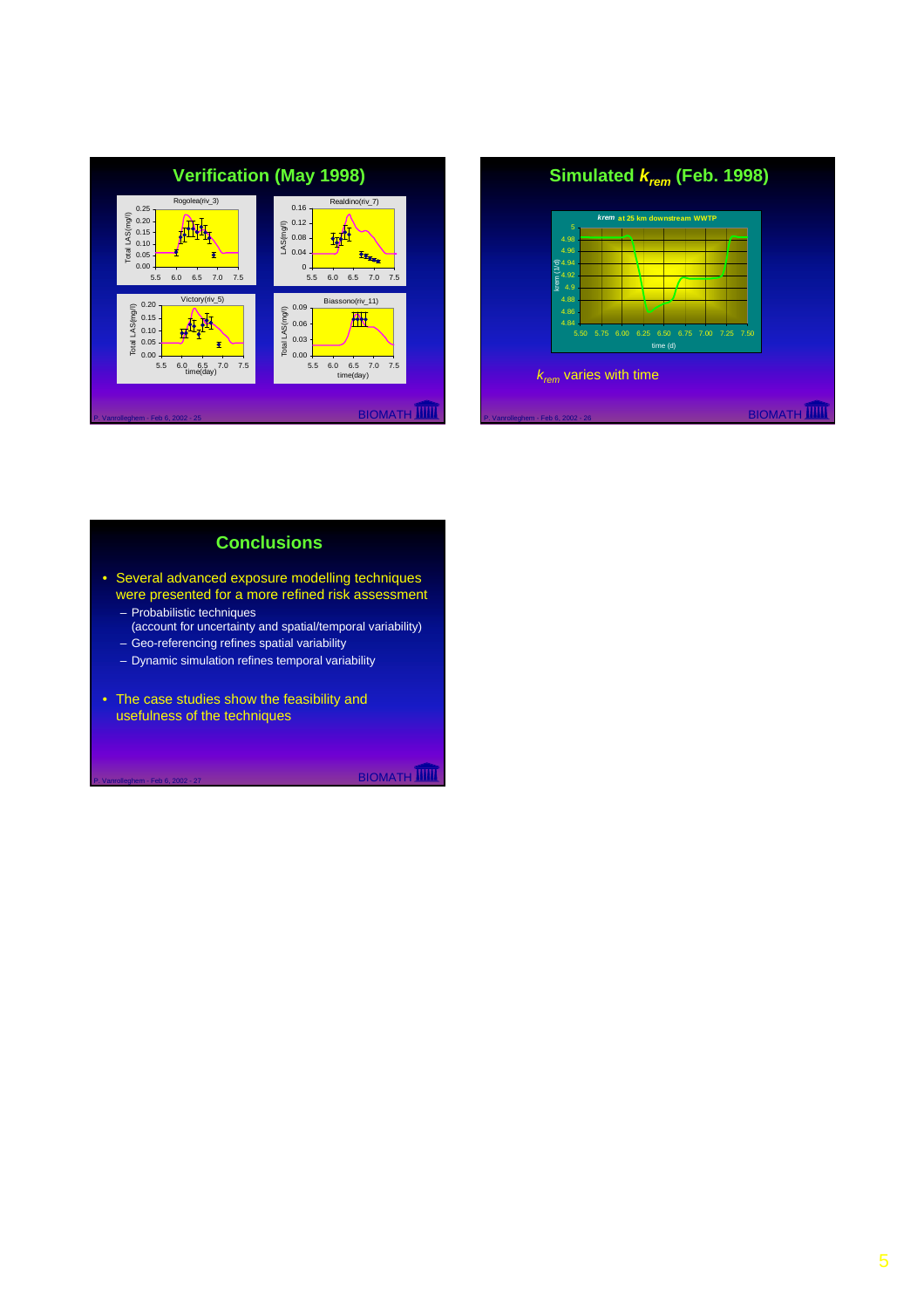## Verification (May 1998)

Rogolea(riv_3)

Total LAS(mg/l)

0.25
0.20
0.15
0.10
0.05
0.00

5.5 6.0 6.5 7.0 7.5

Realdino(riv_7)

LAS(mg/l)

0.16
0.12
0.08
0.04
0

5.5 6.0 6.5 7.0 7.5

Victory(riv_5)

Total LAS(mg/l)

0.20
0.15
0.10
0.05
0.00

5.5 6.0 6.5 7.0 7.5

time(day)

Biassono(riv_11)

Total LAS(mg/l)

0.09
0.06
0.03
0.00

5.5 6.0 6.5 7.0 7.5

time(day)

## Simulated $k_{rem}$ (Feb. 1998)

krem at 25 km downstream WWTP

krem (1/d)

5
4.98
4.96
4.94
4.92
4.9
4.88
4.86
4.84

5.50 5.75 6.00 6.25 6.50 6.75 7.00 7.25 7.50

time (d)

$k_{rem}$ varies with time

## Conclusions

- Several advanced exposure modelling techniques were presented for a more refined risk assessment
  - Probabilistic techniques (account for uncertainty and spatial/temporal variability)
  - Geo-referencing refines spatial variability
  - Dynamic simulation refines temporal variability
- The case studies show the feasibility and usefulness of the techniques